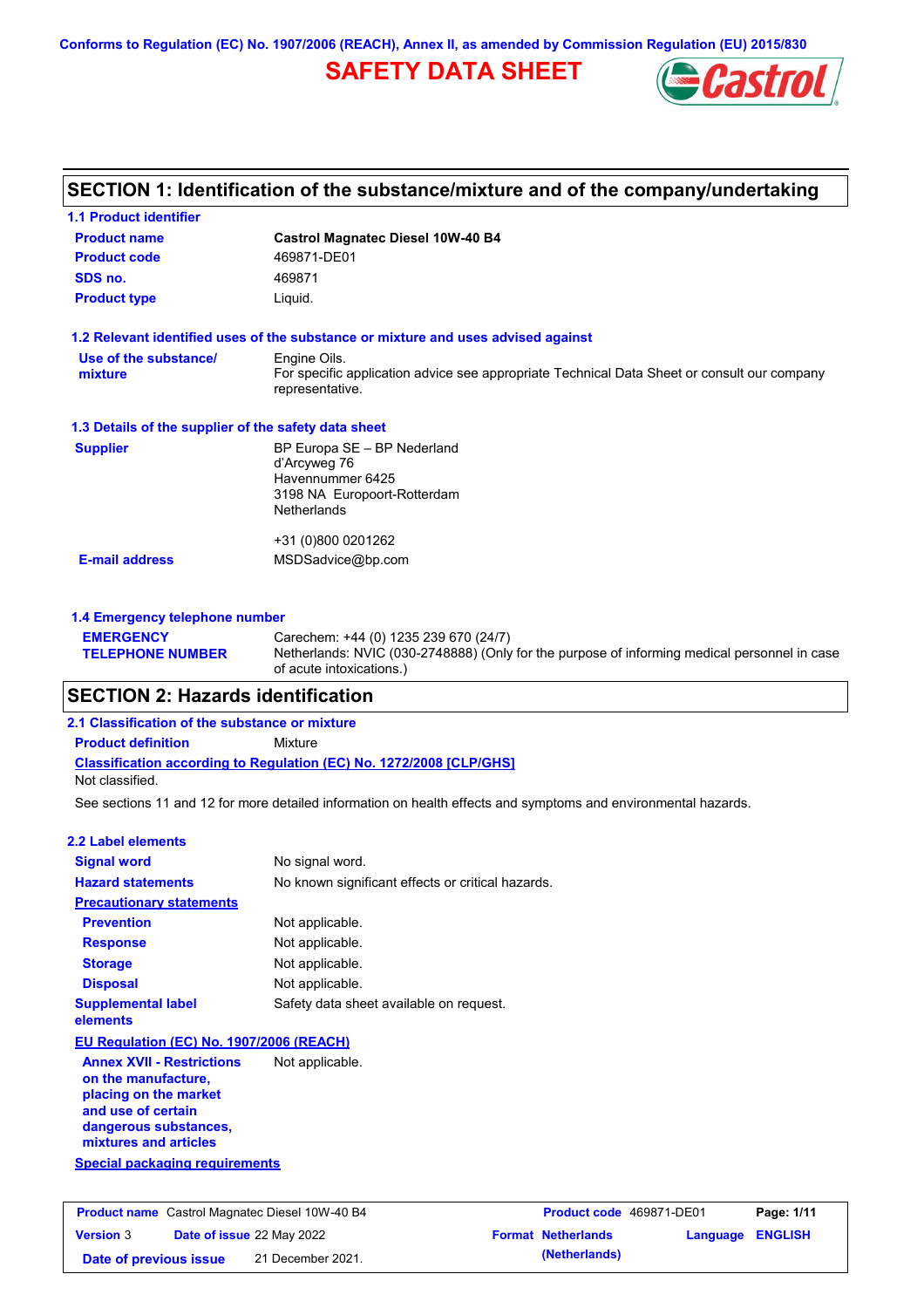Conforms to Regulation (EC) No. 1907/2006 (REACH), Annex II, as amended by Commission Regulation (EU) 2015/830

# SAFETY DATA SHEET

## SECTION 1: Identification of the substance/mixture and of the company/undertaking

### 1.1 Product identifier

| | |
|---|---|
| **Product name** | **Castrol Magnatec Diesel 10W-40 B4** |
| **Product code** | 469871-DE01 |
| **SDS no.** | 469871 |
| **Product type** | Liquid. |

### 1.2 Relevant identified uses of the substance or mixture and uses advised against

| | |
|---|---|
| **Use of the substance/ mixture** | Engine Oils.<br>For specific application advice see appropriate Technical Data Sheet or consult our company representative. |

### 1.3 Details of the supplier of the safety data sheet

| | |
|---|---|
| **Supplier** | BP Europa SE – BP Nederland<br>d'Arcyweg 76<br>Havennummer 6425<br>3198 NA Europoort-Rotterdam<br>Netherlands<br><br>+31 (0)800 0201262 |
| **E-mail address** | MSDSadvice@bp.com |

### 1.4 Emergency telephone number

| | |
|---|---|
| **EMERGENCY TELEPHONE NUMBER** | Carechem: +44 (0) 1235 239 670 (24/7)<br>Netherlands: NVIC (030-2748888) (Only for the purpose of informing medical personnel in case of acute intoxications.) |

## SECTION 2: Hazards identification

### 2.1 Classification of the substance or mixture

**Product definition** Mixture

**Classification according to Regulation (EC) No. 1272/2008 [CLP/GHS]**

Not classified.

See sections 11 and 12 for more detailed information on health effects and symptoms and environmental hazards.

### 2.2 Label elements

| | |
|---|---|
| **Signal word** | No signal word. |
| **Hazard statements** | No known significant effects or critical hazards. |
| **Precautionary statements** | |
| **Prevention** | Not applicable. |
| **Response** | Not applicable. |
| **Storage** | Not applicable. |
| **Disposal** | Not applicable. |
| **Supplemental label elements** | Safety data sheet available on request. |

**EU Regulation (EC) No. 1907/2006 (REACH)**

| | |
|---|---|
| **Annex XVII - Restrictions on the manufacture, placing on the market and use of certain dangerous substances, mixtures and articles** | Not applicable. |

**Special packaging requirements**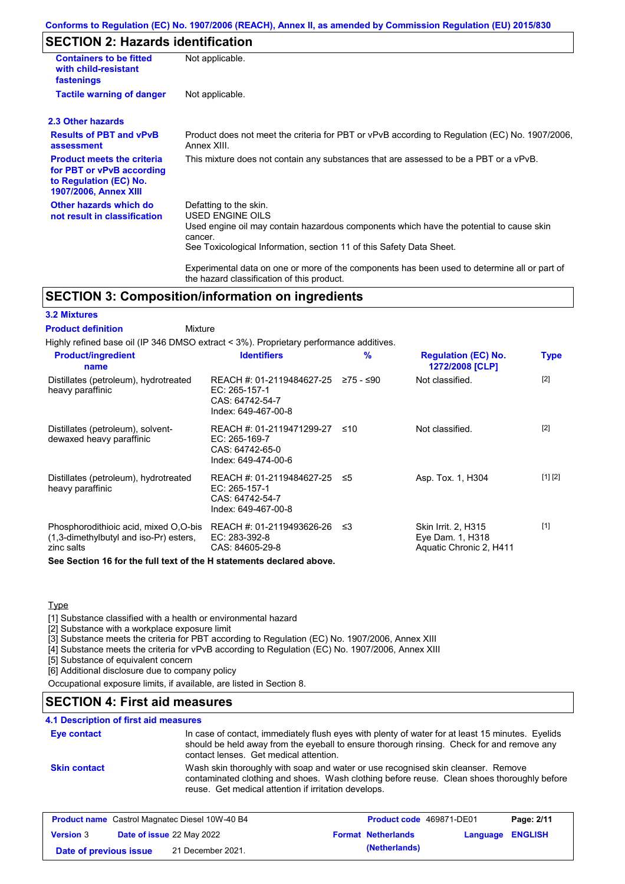## SECTION 2: Hazards identification

| | |
|---|---|
| **Containers to be fitted with child-resistant fastenings** | Not applicable. |
| **Tactile warning of danger** | Not applicable. |

### 2.3 Other hazards

| | |
|---|---|
| **Results of PBT and vPvB assessment** | Product does not meet the criteria for PBT or vPvB according to Regulation (EC) No. 1907/2006, Annex XIII. |
| **Product meets the criteria for PBT or vPvB according to Regulation (EC) No. 1907/2006, Annex XIII** | This mixture does not contain any substances that are assessed to be a PBT or a vPvB. |
| **Other hazards which do not result in classification** | Defatting to the skin.<br>USED ENGINE OILS<br>Used engine oil may contain hazardous components which have the potential to cause skin cancer.<br>See Toxicological Information, section 11 of this Safety Data Sheet.<br><br>Experimental data on one or more of the components has been used to determine all or part of the hazard classification of this product. |

## SECTION 3: Composition/information on ingredients

### 3.2 Mixtures

**Product definition** Mixture

Highly refined base oil (IP 346 DMSO extract < 3%). Proprietary performance additives.

| Product/ingredient name | Identifiers | % | Regulation (EC) No. 1272/2008 [CLP] | Type |
|---|---|---|---|---|
| Distillates (petroleum), hydrotreated heavy paraffinic | REACH #: 01-2119484627-25<br>EC: 265-157-1<br>CAS: 64742-54-7<br>Index: 649-467-00-8 | ≥75 - ≤90 | Not classified. | [2] |
| Distillates (petroleum), solvent-dewaxed heavy paraffinic | REACH #: 01-2119471299-27<br>EC: 265-169-7<br>CAS: 64742-65-0<br>Index: 649-474-00-6 | ≤10 | Not classified. | [2] |
| Distillates (petroleum), hydrotreated heavy paraffinic | REACH #: 01-2119484627-25<br>EC: 265-157-1<br>CAS: 64742-54-7<br>Index: 649-467-00-8 | ≤5 | Asp. Tox. 1, H304 | [1] [2] |
| Phosphorodithioic acid, mixed O,O-bis (1,3-dimethylbutyl and iso-Pr) esters, zinc salts | REACH #: 01-2119493626-26<br>EC: 283-392-8<br>CAS: 84605-29-8 | ≤3 | Skin Irrit. 2, H315<br>Eye Dam. 1, H318<br>Aquatic Chronic 2, H411 | [1] |

**See Section 16 for the full text of the H statements declared above.**

Type

[1] Substance classified with a health or environmental hazard
[2] Substance with a workplace exposure limit
[3] Substance meets the criteria for PBT according to Regulation (EC) No. 1907/2006, Annex XIII
[4] Substance meets the criteria for vPvB according to Regulation (EC) No. 1907/2006, Annex XIII
[5] Substance of equivalent concern
[6] Additional disclosure due to company policy

Occupational exposure limits, if available, are listed in Section 8.

## SECTION 4: First aid measures

### 4.1 Description of first aid measures

| | |
|---|---|
| **Eye contact** | In case of contact, immediately flush eyes with plenty of water for at least 15 minutes. Eyelids should be held away from the eyeball to ensure thorough rinsing. Check for and remove any contact lenses. Get medical attention. |
| **Skin contact** | Wash skin thoroughly with soap and water or use recognised skin cleanser. Remove contaminated clothing and shoes. Wash clothing before reuse. Clean shoes thoroughly before reuse. Get medical attention if irritation develops. |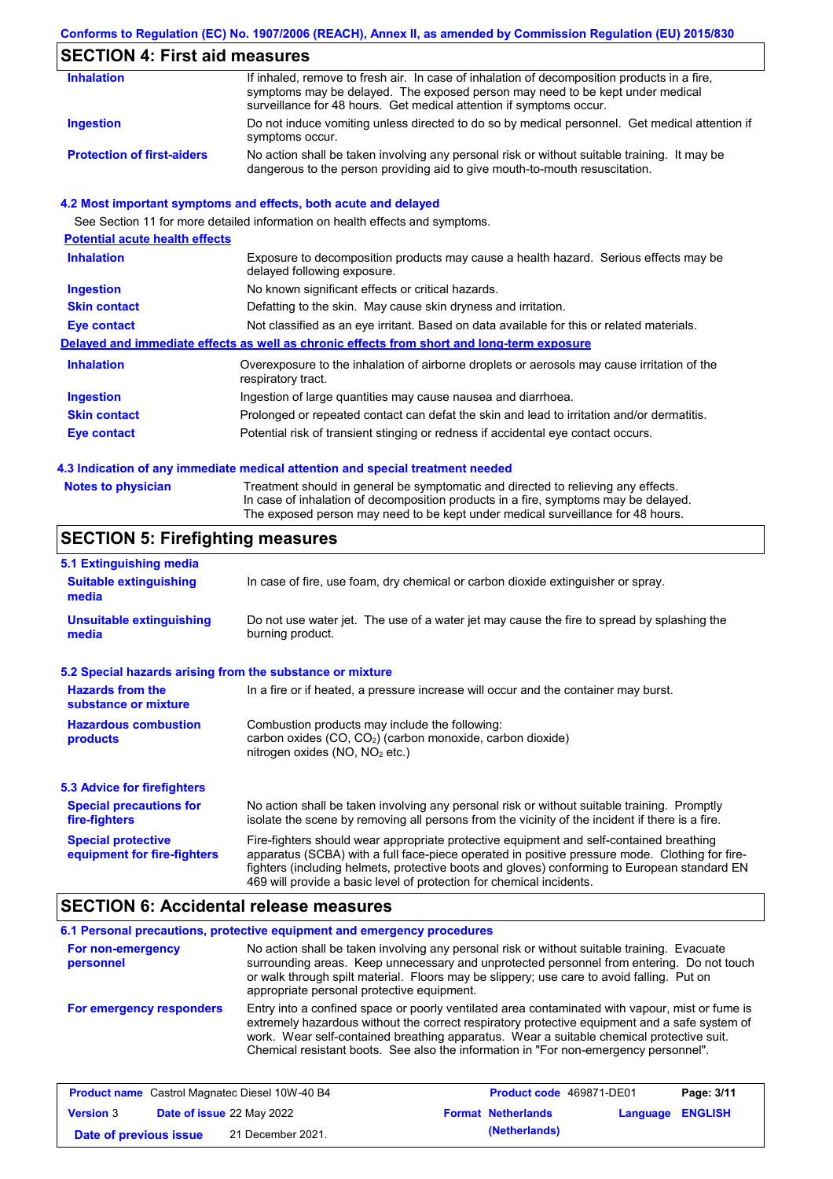## SECTION 4: First aid measures

| | |
|---|---|
| **Inhalation** | If inhaled, remove to fresh air. In case of inhalation of decomposition products in a fire, symptoms may be delayed. The exposed person may need to be kept under medical surveillance for 48 hours. Get medical attention if symptoms occur. |
| **Ingestion** | Do not induce vomiting unless directed to do so by medical personnel. Get medical attention if symptoms occur. |
| **Protection of first-aiders** | No action shall be taken involving any personal risk or without suitable training. It may be dangerous to the person providing aid to give mouth-to-mouth resuscitation. |

### 4.2 Most important symptoms and effects, both acute and delayed

See Section 11 for more detailed information on health effects and symptoms.

**Potential acute health effects**

| | |
|---|---|
| **Inhalation** | Exposure to decomposition products may cause a health hazard. Serious effects may be delayed following exposure. |
| **Ingestion** | No known significant effects or critical hazards. |
| **Skin contact** | Defatting to the skin. May cause skin dryness and irritation. |
| **Eye contact** | Not classified as an eye irritant. Based on data available for this or related materials. |

**Delayed and immediate effects as well as chronic effects from short and long-term exposure**

| | |
|---|---|
| **Inhalation** | Overexposure to the inhalation of airborne droplets or aerosols may cause irritation of the respiratory tract. |
| **Ingestion** | Ingestion of large quantities may cause nausea and diarrhoea. |
| **Skin contact** | Prolonged or repeated contact can defat the skin and lead to irritation and/or dermatitis. |
| **Eye contact** | Potential risk of transient stinging or redness if accidental eye contact occurs. |

### 4.3 Indication of any immediate medical attention and special treatment needed

| | |
|---|---|
| **Notes to physician** | Treatment should in general be symptomatic and directed to relieving any effects. In case of inhalation of decomposition products in a fire, symptoms may be delayed. The exposed person may need to be kept under medical surveillance for 48 hours. |

## SECTION 5: Firefighting measures

### 5.1 Extinguishing media

| | |
|---|---|
| **Suitable extinguishing media** | In case of fire, use foam, dry chemical or carbon dioxide extinguisher or spray. |
| **Unsuitable extinguishing media** | Do not use water jet. The use of a water jet may cause the fire to spread by splashing the burning product. |

### 5.2 Special hazards arising from the substance or mixture

| | |
|---|---|
| **Hazards from the substance or mixture** | In a fire or if heated, a pressure increase will occur and the container may burst. |
| **Hazardous combustion products** | Combustion products may include the following: carbon oxides (CO, $CO_2$) (carbon monoxide, carbon dioxide) nitrogen oxides (NO, $NO_2$ etc.) |

### 5.3 Advice for firefighters

| | |
|---|---|
| **Special precautions for fire-fighters** | No action shall be taken involving any personal risk or without suitable training. Promptly isolate the scene by removing all persons from the vicinity of the incident if there is a fire. |
| **Special protective equipment for fire-fighters** | Fire-fighters should wear appropriate protective equipment and self-contained breathing apparatus (SCBA) with a full face-piece operated in positive pressure mode. Clothing for fire-fighters (including helmets, protective boots and gloves) conforming to European standard EN 469 will provide a basic level of protection for chemical incidents. |

## SECTION 6: Accidental release measures

### 6.1 Personal precautions, protective equipment and emergency procedures

| | |
|---|---|
| **For non-emergency personnel** | No action shall be taken involving any personal risk or without suitable training. Evacuate surrounding areas. Keep unnecessary and unprotected personnel from entering. Do not touch or walk through spilt material. Floors may be slippery; use care to avoid falling. Put on appropriate personal protective equipment. |
| **For emergency responders** | Entry into a confined space or poorly ventilated area contaminated with vapour, mist or fume is extremely hazardous without the correct respiratory protective equipment and a safe system of work. Wear self-contained breathing apparatus. Wear a suitable chemical protective suit. Chemical resistant boots. See also the information in "For non-emergency personnel". |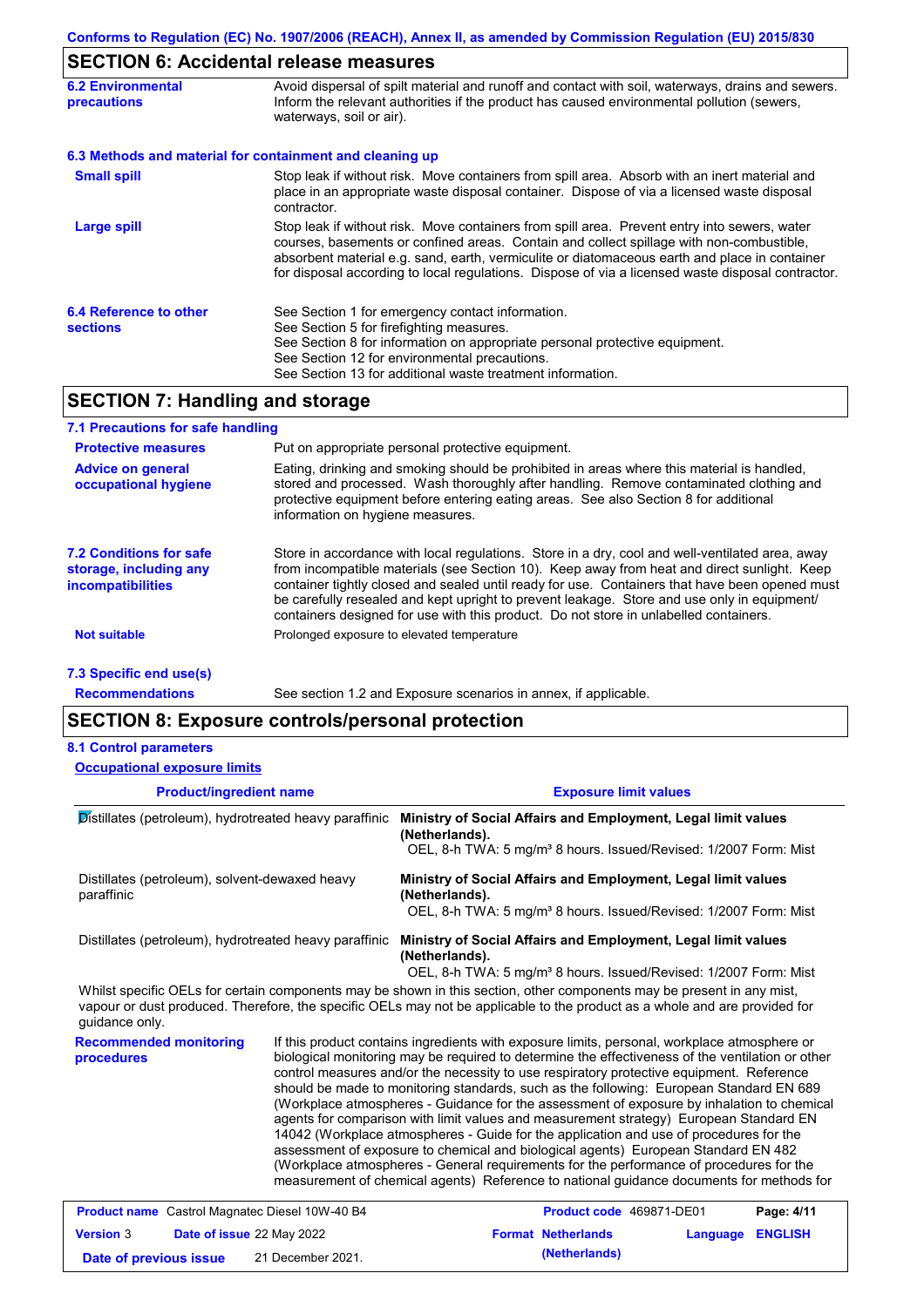## SECTION 6: Accidental release measures

| | |
|---|---|
| **6.2 Environmental precautions** | Avoid dispersal of spilt material and runoff and contact with soil, waterways, drains and sewers. Inform the relevant authorities if the product has caused environmental pollution (sewers, waterways, soil or air). |

### 6.3 Methods and material for containment and cleaning up

| | |
|---|---|
| **Small spill** | Stop leak if without risk. Move containers from spill area. Absorb with an inert material and place in an appropriate waste disposal container. Dispose of via a licensed waste disposal contractor. |
| **Large spill** | Stop leak if without risk. Move containers from spill area. Prevent entry into sewers, water courses, basements or confined areas. Contain and collect spillage with non-combustible, absorbent material e.g. sand, earth, vermiculite or diatomaceous earth and place in container for disposal according to local regulations. Dispose of via a licensed waste disposal contractor. |

| | |
|---|---|
| **6.4 Reference to other sections** | See Section 1 for emergency contact information.<br>See Section 5 for firefighting measures.<br>See Section 8 for information on appropriate personal protective equipment.<br>See Section 12 for environmental precautions.<br>See Section 13 for additional waste treatment information. |

## SECTION 7: Handling and storage

### 7.1 Precautions for safe handling

| | |
|---|---|
| **Protective measures** | Put on appropriate personal protective equipment. |
| **Advice on general occupational hygiene** | Eating, drinking and smoking should be prohibited in areas where this material is handled, stored and processed. Wash thoroughly after handling. Remove contaminated clothing and protective equipment before entering eating areas. See also Section 8 for additional information on hygiene measures. |

| | |
|---|---|
| **7.2 Conditions for safe storage, including any incompatibilities** | Store in accordance with local regulations. Store in a dry, cool and well-ventilated area, away from incompatible materials (see Section 10). Keep away from heat and direct sunlight. Keep container tightly closed and sealed until ready for use. Containers that have been opened must be carefully resealed and kept upright to prevent leakage. Store and use only in equipment/containers designed for use with this product. Do not store in unlabelled containers. |
| **Not suitable** | Prolonged exposure to elevated temperature |

### 7.3 Specific end use(s)

| | |
|---|---|
| **Recommendations** | See section 1.2 and Exposure scenarios in annex, if applicable. |

## SECTION 8: Exposure controls/personal protection

### 8.1 Control parameters

**Occupational exposure limits**

| Product/ingredient name | Exposure limit values |
|---|---|
| Distillates (petroleum), hydrotreated heavy paraffinic | **Ministry of Social Affairs and Employment, Legal limit values (Netherlands).**<br>OEL, 8-h TWA: 5 mg/m³ 8 hours. Issued/Revised: 1/2007 Form: Mist |
| Distillates (petroleum), solvent-dewaxed heavy paraffinic | **Ministry of Social Affairs and Employment, Legal limit values (Netherlands).**<br>OEL, 8-h TWA: 5 mg/m³ 8 hours. Issued/Revised: 1/2007 Form: Mist |
| Distillates (petroleum), hydrotreated heavy paraffinic | **Ministry of Social Affairs and Employment, Legal limit values (Netherlands).**<br>OEL, 8-h TWA: 5 mg/m³ 8 hours. Issued/Revised: 1/2007 Form: Mist |

Whilst specific OELs for certain components may be shown in this section, other components may be present in any mist, vapour or dust produced. Therefore, the specific OELs may not be applicable to the product as a whole and are provided for guidance only.

| | |
|---|---|
| **Recommended monitoring procedures** | If this product contains ingredients with exposure limits, personal, workplace atmosphere or biological monitoring may be required to determine the effectiveness of the ventilation or other control measures and/or the necessity to use respiratory protective equipment. Reference should be made to monitoring standards, such as the following: European Standard EN 689 (Workplace atmospheres - Guidance for the assessment of exposure by inhalation to chemical agents for comparison with limit values and measurement strategy) European Standard EN 14042 (Workplace atmospheres - Guide for the application and use of procedures for the assessment of exposure to chemical and biological agents) European Standard EN 482 (Workplace atmospheres - General requirements for the performance of procedures for the measurement of chemical agents) Reference to national guidance documents for methods for |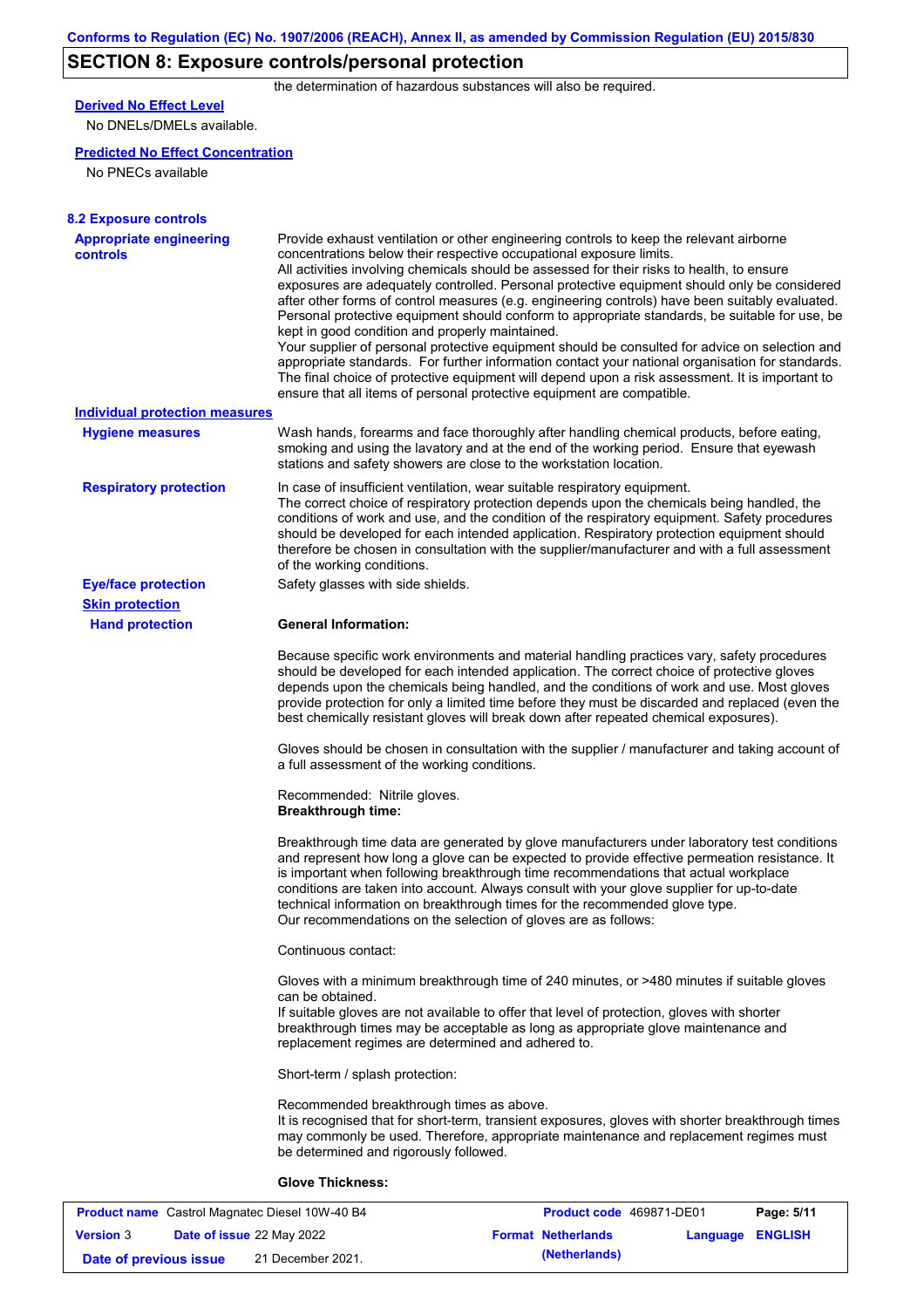## SECTION 8: Exposure controls/personal protection

the determination of hazardous substances will also be required.

**Derived No Effect Level**

No DNELs/DMELs available.

**Predicted No Effect Concentration**

No PNECs available

### 8.2 Exposure controls

**Appropriate engineering controls**

Provide exhaust ventilation or other engineering controls to keep the relevant airborne concentrations below their respective occupational exposure limits.
All activities involving chemicals should be assessed for their risks to health, to ensure exposures are adequately controlled. Personal protective equipment should only be considered after other forms of control measures (e.g. engineering controls) have been suitably evaluated. Personal protective equipment should conform to appropriate standards, be suitable for use, be kept in good condition and properly maintained.
Your supplier of personal protective equipment should be consulted for advice on selection and appropriate standards. For further information contact your national organisation for standards. The final choice of protective equipment will depend upon a risk assessment. It is important to ensure that all items of personal protective equipment are compatible.

**Individual protection measures**

**Hygiene measures**

Wash hands, forearms and face thoroughly after handling chemical products, before eating, smoking and using the lavatory and at the end of the working period. Ensure that eyewash stations and safety showers are close to the workstation location.

**Respiratory protection**

In case of insufficient ventilation, wear suitable respiratory equipment.
The correct choice of respiratory protection depends upon the chemicals being handled, the conditions of work and use, and the condition of the respiratory equipment. Safety procedures should be developed for each intended application. Respiratory protection equipment should therefore be chosen in consultation with the supplier/manufacturer and with a full assessment of the working conditions.

**Eye/face protection**

Safety glasses with side shields.

**Skin protection**

**Hand protection**

**General Information:**

Because specific work environments and material handling practices vary, safety procedures should be developed for each intended application. The correct choice of protective gloves depends upon the chemicals being handled, and the conditions of work and use. Most gloves provide protection for only a limited time before they must be discarded and replaced (even the best chemically resistant gloves will break down after repeated chemical exposures).

Gloves should be chosen in consultation with the supplier / manufacturer and taking account of a full assessment of the working conditions.

Recommended: Nitrile gloves.
**Breakthrough time:**

Breakthrough time data are generated by glove manufacturers under laboratory test conditions and represent how long a glove can be expected to provide effective permeation resistance. It is important when following breakthrough time recommendations that actual workplace conditions are taken into account. Always consult with your glove supplier for up-to-date technical information on breakthrough times for the recommended glove type.
Our recommendations on the selection of gloves are as follows:

Continuous contact:

Gloves with a minimum breakthrough time of 240 minutes, or >480 minutes if suitable gloves can be obtained.
If suitable gloves are not available to offer that level of protection, gloves with shorter breakthrough times may be acceptable as long as appropriate glove maintenance and replacement regimes are determined and adhered to.

Short-term / splash protection:

Recommended breakthrough times as above.
It is recognised that for short-term, transient exposures, gloves with shorter breakthrough times may commonly be used. Therefore, appropriate maintenance and replacement regimes must be determined and rigorously followed.

**Glove Thickness:**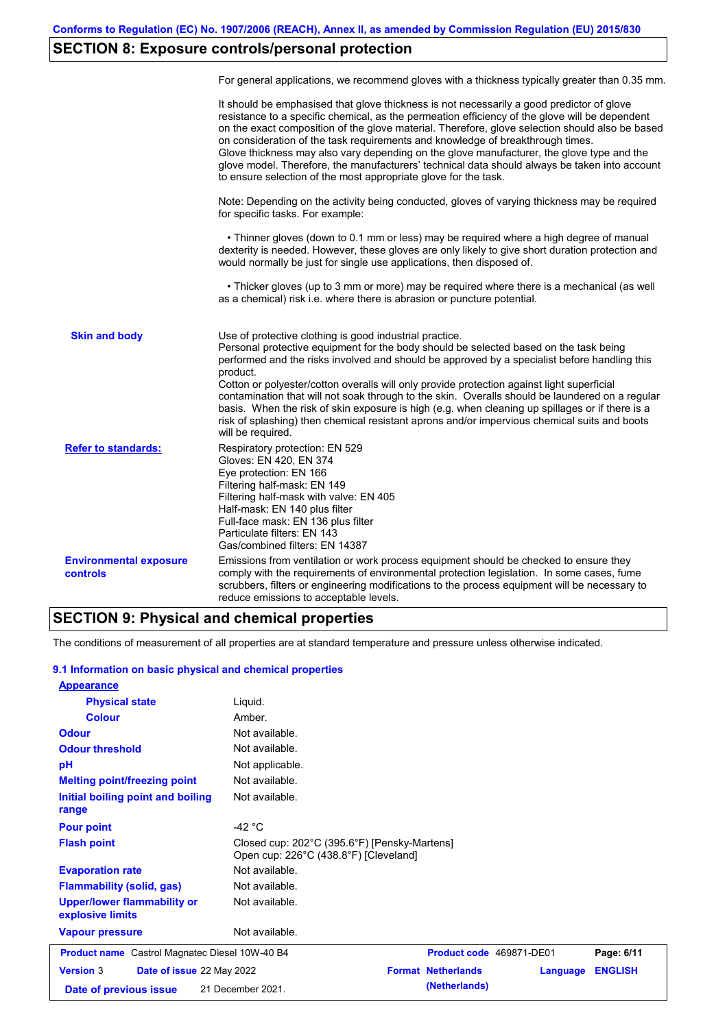## SECTION 8: Exposure controls/personal protection

For general applications, we recommend gloves with a thickness typically greater than 0.35 mm.

It should be emphasised that glove thickness is not necessarily a good predictor of glove resistance to a specific chemical, as the permeation efficiency of the glove will be dependent on the exact composition of the glove material. Therefore, glove selection should also be based on consideration of the task requirements and knowledge of breakthrough times.
Glove thickness may also vary depending on the glove manufacturer, the glove type and the glove model. Therefore, the manufacturers' technical data should always be taken into account to ensure selection of the most appropriate glove for the task.

Note: Depending on the activity being conducted, gloves of varying thickness may be required for specific tasks. For example:

- Thinner gloves (down to 0.1 mm or less) may be required where a high degree of manual dexterity is needed. However, these gloves are only likely to give short duration protection and would normally be just for single use applications, then disposed of.

- Thicker gloves (up to 3 mm or more) may be required where there is a mechanical (as well as a chemical) risk i.e. where there is abrasion or puncture potential.

**Skin and body**

Use of protective clothing is good industrial practice.
Personal protective equipment for the body should be selected based on the task being performed and the risks involved and should be approved by a specialist before handling this product.
Cotton or polyester/cotton overalls will only provide protection against light superficial contamination that will not soak through to the skin. Overalls should be laundered on a regular basis. When the risk of skin exposure is high (e.g. when cleaning up spillages or if there is a risk of splashing) then chemical resistant aprons and/or impervious chemical suits and boots will be required.

**Refer to standards:**

Respiratory protection: EN 529
Gloves: EN 420, EN 374
Eye protection: EN 166
Filtering half-mask: EN 149
Filtering half-mask with valve: EN 405
Half-mask: EN 140 plus filter
Full-face mask: EN 136 plus filter
Particulate filters: EN 143
Gas/combined filters: EN 14387

**Environmental exposure controls**

Emissions from ventilation or work process equipment should be checked to ensure they comply with the requirements of environmental protection legislation. In some cases, fume scrubbers, filters or engineering modifications to the process equipment will be necessary to reduce emissions to acceptable levels.

## SECTION 9: Physical and chemical properties

The conditions of measurement of all properties are at standard temperature and pressure unless otherwise indicated.

### 9.1 Information on basic physical and chemical properties

**Appearance**

| Property | Value |
|---|---|
| Physical state | Liquid. |
| Colour | Amber. |
| Odour | Not available. |
| Odour threshold | Not available. |
| pH | Not applicable. |
| Melting point/freezing point | Not available. |
| Initial boiling point and boiling range | Not available. |
| Pour point | -42 °C |
| Flash point | Closed cup: 202°C (395.6°F) [Pensky-Martens]<br>Open cup: 226°C (438.8°F) [Cleveland] |
| Evaporation rate | Not available. |
| Flammability (solid, gas) | Not available. |
| Upper/lower flammability or explosive limits | Not available. |
| Vapour pressure | Not available. |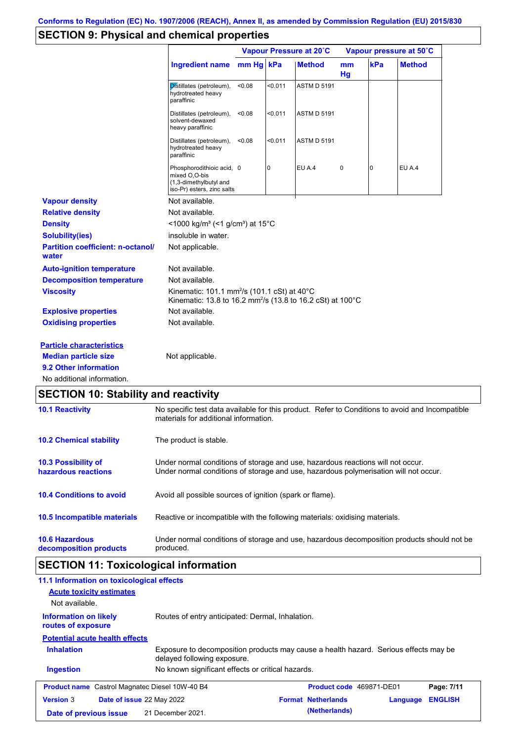## SECTION 9: Physical and chemical properties

| Ingredient name | Vapour Pressure at 20˚C | | | Vapour pressure at 50˚C | | |
|---|---|---|---|---|---|---|
| | mm Hg | kPa | Method | mm Hg | kPa | Method |
| Distillates (petroleum), hydrotreated heavy paraffinic | <0.08 | <0.011 | ASTM D 5191 | | | |
| Distillates (petroleum), solvent-dewaxed heavy paraffinic | <0.08 | <0.011 | ASTM D 5191 | | | |
| Distillates (petroleum), hydrotreated heavy paraffinic | <0.08 | <0.011 | ASTM D 5191 | | | |
| Phosphorodithioic acid, mixed O,O-bis (1,3-dimethylbutyl and iso-Pr) esters, zinc salts | 0 | 0 | EU A.4 | 0 | 0 | EU A.4 |

**Vapour density** Not available.

**Relative density** Not available.

**Density** <1000 kg/m³ (<1 g/cm³) at 15°C

**Solubility(ies)** insoluble in water.

**Partition coefficient: n-octanol/water** Not applicable.

**Auto-ignition temperature** Not available.

**Decomposition temperature** Not available.

**Viscosity** Kinematic: 101.1 mm²/s (101.1 cSt) at 40°C
Kinematic: 13.8 to 16.2 mm²/s (13.8 to 16.2 cSt) at 100°C

**Explosive properties** Not available.

**Oxidising properties** Not available.

**Particle characteristics**

**Median particle size** Not applicable.

**9.2 Other information**

No additional information.

## SECTION 10: Stability and reactivity

**10.1 Reactivity** No specific test data available for this product. Refer to Conditions to avoid and Incompatible materials for additional information.

**10.2 Chemical stability** The product is stable.

**10.3 Possibility of hazardous reactions** Under normal conditions of storage and use, hazardous reactions will not occur.
Under normal conditions of storage and use, hazardous polymerisation will not occur.

**10.4 Conditions to avoid** Avoid all possible sources of ignition (spark or flame).

**10.5 Incompatible materials** Reactive or incompatible with the following materials: oxidising materials.

**10.6 Hazardous decomposition products** Under normal conditions of storage and use, hazardous decomposition products should not be produced.

## SECTION 11: Toxicological information

**11.1 Information on toxicological effects**

**Acute toxicity estimates**

Not available.

**Information on likely routes of exposure** Routes of entry anticipated: Dermal, Inhalation.

**Potential acute health effects**

**Inhalation** Exposure to decomposition products may cause a health hazard. Serious effects may be delayed following exposure.

**Ingestion** No known significant effects or critical hazards.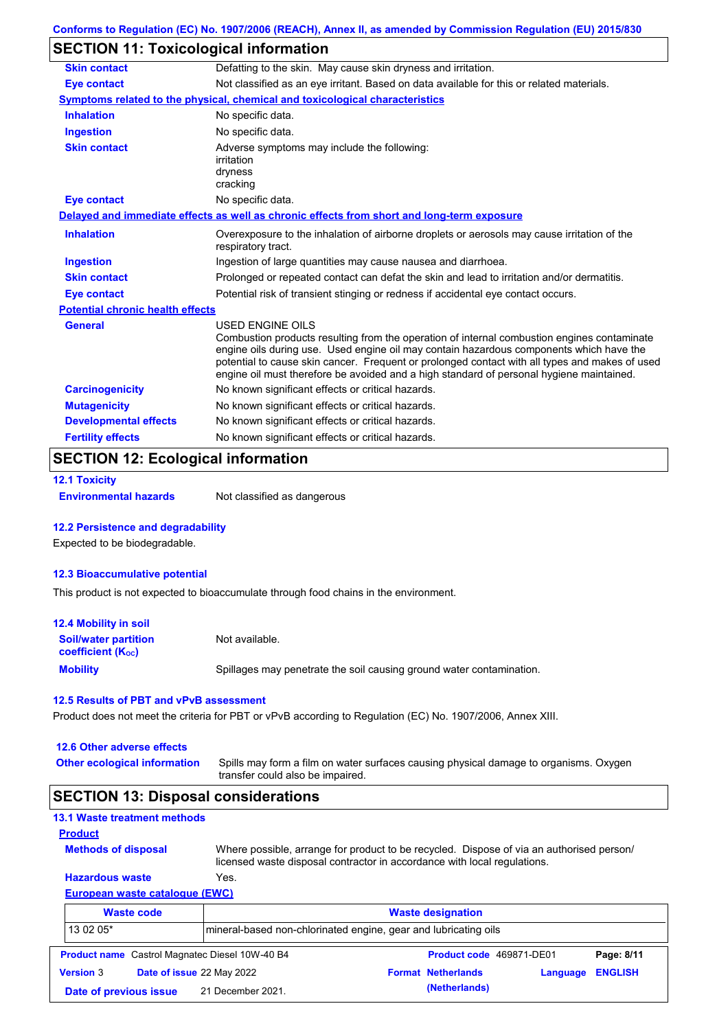Conforms to Regulation (EC) No. 1907/2006 (REACH), Annex II, as amended by Commission Regulation (EU) 2015/830

## SECTION 11: Toxicological information

| | |
|---|---|
| **Skin contact** | Defatting to the skin. May cause skin dryness and irritation. |
| **Eye contact** | Not classified as an eye irritant. Based on data available for this or related materials. |

**Symptoms related to the physical, chemical and toxicological characteristics**

| | |
|---|---|
| **Inhalation** | No specific data. |
| **Ingestion** | No specific data. |
| **Skin contact** | Adverse symptoms may include the following:<br>irritation<br>dryness<br>cracking |
| **Eye contact** | No specific data. |

**Delayed and immediate effects as well as chronic effects from short and long-term exposure**

| | |
|---|---|
| **Inhalation** | Overexposure to the inhalation of airborne droplets or aerosols may cause irritation of the respiratory tract. |
| **Ingestion** | Ingestion of large quantities may cause nausea and diarrhoea. |
| **Skin contact** | Prolonged or repeated contact can defat the skin and lead to irritation and/or dermatitis. |
| **Eye contact** | Potential risk of transient stinging or redness if accidental eye contact occurs. |

**Potential chronic health effects**

| | |
|---|---|
| **General** | USED ENGINE OILS<br>Combustion products resulting from the operation of internal combustion engines contaminate engine oils during use. Used engine oil may contain hazardous components which have the potential to cause skin cancer. Frequent or prolonged contact with all types and makes of used engine oil must therefore be avoided and a high standard of personal hygiene maintained. |
| **Carcinogenicity** | No known significant effects or critical hazards. |
| **Mutagenicity** | No known significant effects or critical hazards. |
| **Developmental effects** | No known significant effects or critical hazards. |
| **Fertility effects** | No known significant effects or critical hazards. |

## SECTION 12: Ecological information

### 12.1 Toxicity

**Environmental hazards** Not classified as dangerous

### 12.2 Persistence and degradability

Expected to be biodegradable.

### 12.3 Bioaccumulative potential

This product is not expected to bioaccumulate through food chains in the environment.

### 12.4 Mobility in soil

| | |
|---|---|
| **Soil/water partition coefficient ($K_{OC}$)** | Not available. |
| **Mobility** | Spillages may penetrate the soil causing ground water contamination. |

### 12.5 Results of PBT and vPvB assessment

Product does not meet the criteria for PBT or vPvB according to Regulation (EC) No. 1907/2006, Annex XIII.

### 12.6 Other adverse effects

**Other ecological information** Spills may form a film on water surfaces causing physical damage to organisms. Oxygen transfer could also be impaired.

## SECTION 13: Disposal considerations

### 13.1 Waste treatment methods

**Product**

| | |
|---|---|
| **Methods of disposal** | Where possible, arrange for product to be recycled. Dispose of via an authorised person/ licensed waste disposal contractor in accordance with local regulations. |
| **Hazardous waste** | Yes. |

**European waste catalogue (EWC)**

| Waste code | Waste designation |
|---|---|
| 13 02 05* | mineral-based non-chlorinated engine, gear and lubricating oils |

| | | | |
|---|---|---|---|
| **Product name** Castrol Magnatec Diesel 10W-40 B4 | | **Product code** 469871-DE01 | **Page: 8/11** |
| **Version** 3 | **Date of issue** 22 May 2022 | **Format** Netherlands (Netherlands) | **Language** ENGLISH |
| **Date of previous issue** | 21 December 2021. | | |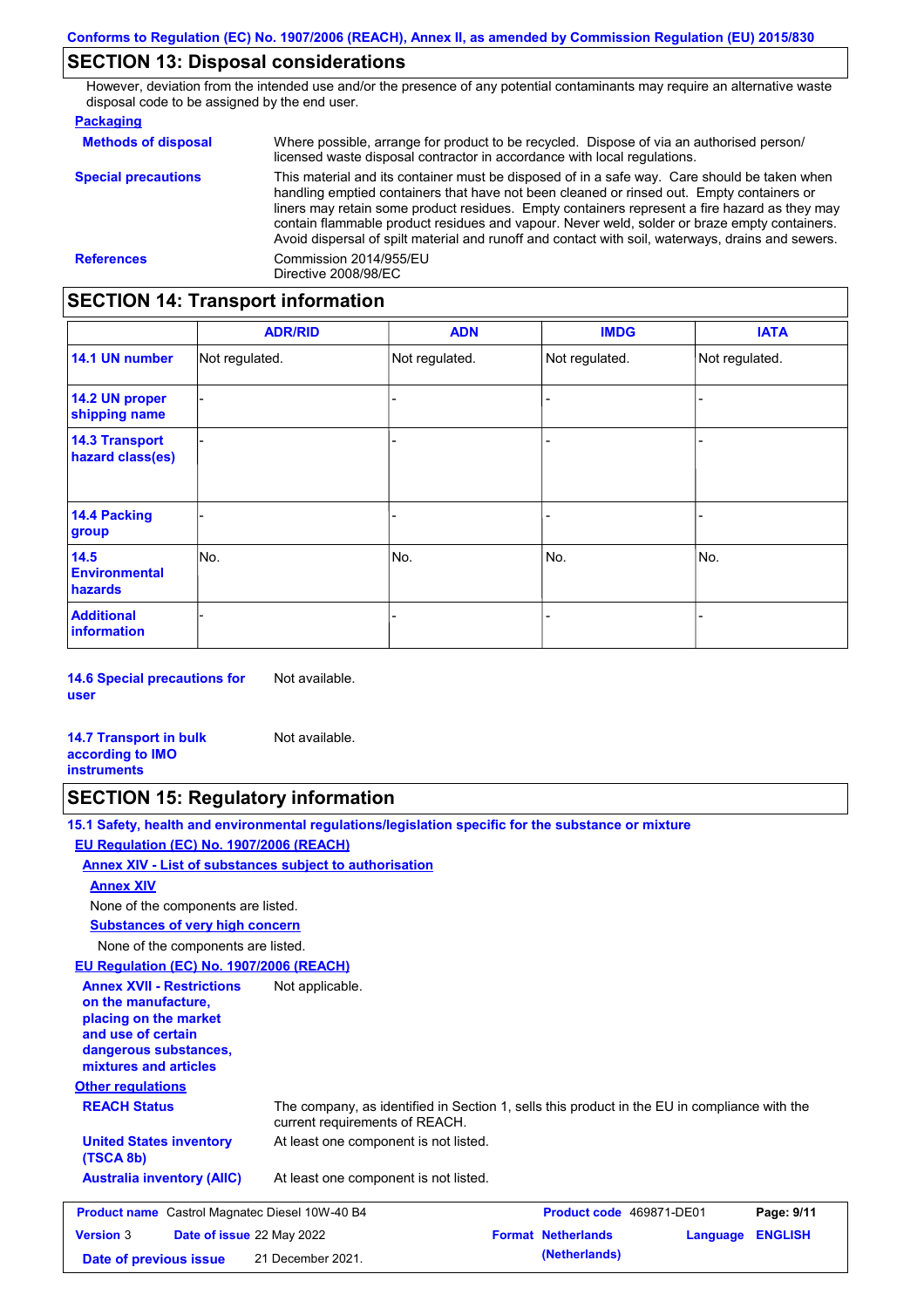## SECTION 13: Disposal considerations

However, deviation from the intended use and/or the presence of any potential contaminants may require an alternative waste disposal code to be assigned by the end user.

**Packaging**

| | |
|---|---|
| **Methods of disposal** | Where possible, arrange for product to be recycled. Dispose of via an authorised person/ licensed waste disposal contractor in accordance with local regulations. |
| **Special precautions** | This material and its container must be disposed of in a safe way. Care should be taken when handling emptied containers that have not been cleaned or rinsed out. Empty containers or liners may retain some product residues. Empty containers represent a fire hazard as they may contain flammable product residues and vapour. Never weld, solder or braze empty containers. Avoid dispersal of spilt material and runoff and contact with soil, waterways, drains and sewers. |
| **References** | Commission 2014/955/EU<br>Directive 2008/98/EC |

## SECTION 14: Transport information

| | ADR/RID | ADN | IMDG | IATA |
|---|---|---|---|---|
| **14.1 UN number** | Not regulated. | Not regulated. | Not regulated. | Not regulated. |
| **14.2 UN proper shipping name** | - | - | - | - |
| **14.3 Transport hazard class(es)** | - | - | - | - |
| **14.4 Packing group** | - | - | - | - |
| **14.5 Environmental hazards** | No. | No. | No. | No. |
| **Additional information** | - | - | - | - |

**14.6 Special precautions for user**: Not available.

**14.7 Transport in bulk according to IMO instruments**: Not available.

## SECTION 15: Regulatory information

**15.1 Safety, health and environmental regulations/legislation specific for the substance or mixture**

**EU Regulation (EC) No. 1907/2006 (REACH)**

**Annex XIV - List of substances subject to authorisation**

**Annex XIV**

None of the components are listed.

**Substances of very high concern**

None of the components are listed.

**EU Regulation (EC) No. 1907/2006 (REACH)**

| | |
|---|---|
| **Annex XVII - Restrictions on the manufacture, placing on the market and use of certain dangerous substances, mixtures and articles** | Not applicable. |

**Other regulations**

| | |
|---|---|
| **REACH Status** | The company, as identified in Section 1, sells this product in the EU in compliance with the current requirements of REACH. |
| **United States inventory (TSCA 8b)** | At least one component is not listed. |
| **Australia inventory (AIIC)** | At least one component is not listed. |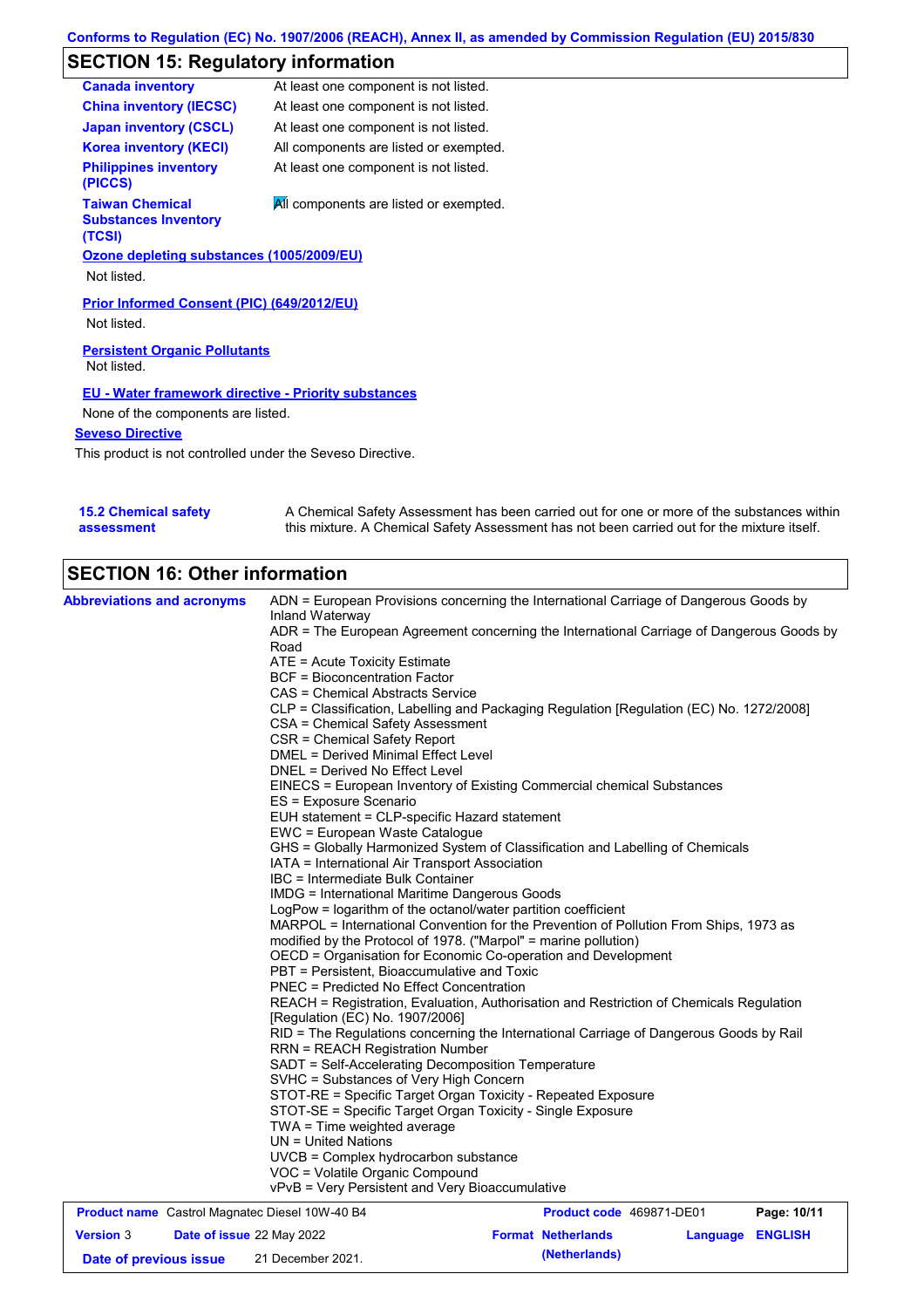## SECTION 15: Regulatory information

| | |
|---|---|
| **Canada inventory** | At least one component is not listed. |
| **China inventory (IECSC)** | At least one component is not listed. |
| **Japan inventory (CSCL)** | At least one component is not listed. |
| **Korea inventory (KECI)** | All components are listed or exempted. |
| **Philippines inventory (PICCS)** | At least one component is not listed. |
| **Taiwan Chemical Substances Inventory (TCSI)** | All components are listed or exempted. |

**Ozone depleting substances (1005/2009/EU)**

Not listed.

**Prior Informed Consent (PIC) (649/2012/EU)**

Not listed.

**Persistent Organic Pollutants**

Not listed.

**EU - Water framework directive - Priority substances**

None of the components are listed.

**Seveso Directive**

This product is not controlled under the Seveso Directive.

**15.2 Chemical safety assessment**

A Chemical Safety Assessment has been carried out for one or more of the substances within this mixture. A Chemical Safety Assessment has not been carried out for the mixture itself.

## SECTION 16: Other information

**Abbreviations and acronyms**

ADN = European Provisions concerning the International Carriage of Dangerous Goods by Inland Waterway
ADR = The European Agreement concerning the International Carriage of Dangerous Goods by Road
ATE = Acute Toxicity Estimate
BCF = Bioconcentration Factor
CAS = Chemical Abstracts Service
CLP = Classification, Labelling and Packaging Regulation [Regulation (EC) No. 1272/2008]
CSA = Chemical Safety Assessment
CSR = Chemical Safety Report
DMEL = Derived Minimal Effect Level
DNEL = Derived No Effect Level
EINECS = European Inventory of Existing Commercial chemical Substances
ES = Exposure Scenario
EUH statement = CLP-specific Hazard statement
EWC = European Waste Catalogue
GHS = Globally Harmonized System of Classification and Labelling of Chemicals
IATA = International Air Transport Association
IBC = Intermediate Bulk Container
IMDG = International Maritime Dangerous Goods
LogPow = logarithm of the octanol/water partition coefficient
MARPOL = International Convention for the Prevention of Pollution From Ships, 1973 as modified by the Protocol of 1978. ("Marpol" = marine pollution)
OECD = Organisation for Economic Co-operation and Development
PBT = Persistent, Bioaccumulative and Toxic
PNEC = Predicted No Effect Concentration
REACH = Registration, Evaluation, Authorisation and Restriction of Chemicals Regulation [Regulation (EC) No. 1907/2006]
RID = The Regulations concerning the International Carriage of Dangerous Goods by Rail
RRN = REACH Registration Number
SADT = Self-Accelerating Decomposition Temperature
SVHC = Substances of Very High Concern
STOT-RE = Specific Target Organ Toxicity - Repeated Exposure
STOT-SE = Specific Target Organ Toxicity - Single Exposure
TWA = Time weighted average
UN = United Nations
UVCB = Complex hydrocarbon substance
VOC = Volatile Organic Compound
vPvB = Very Persistent and Very Bioaccumulative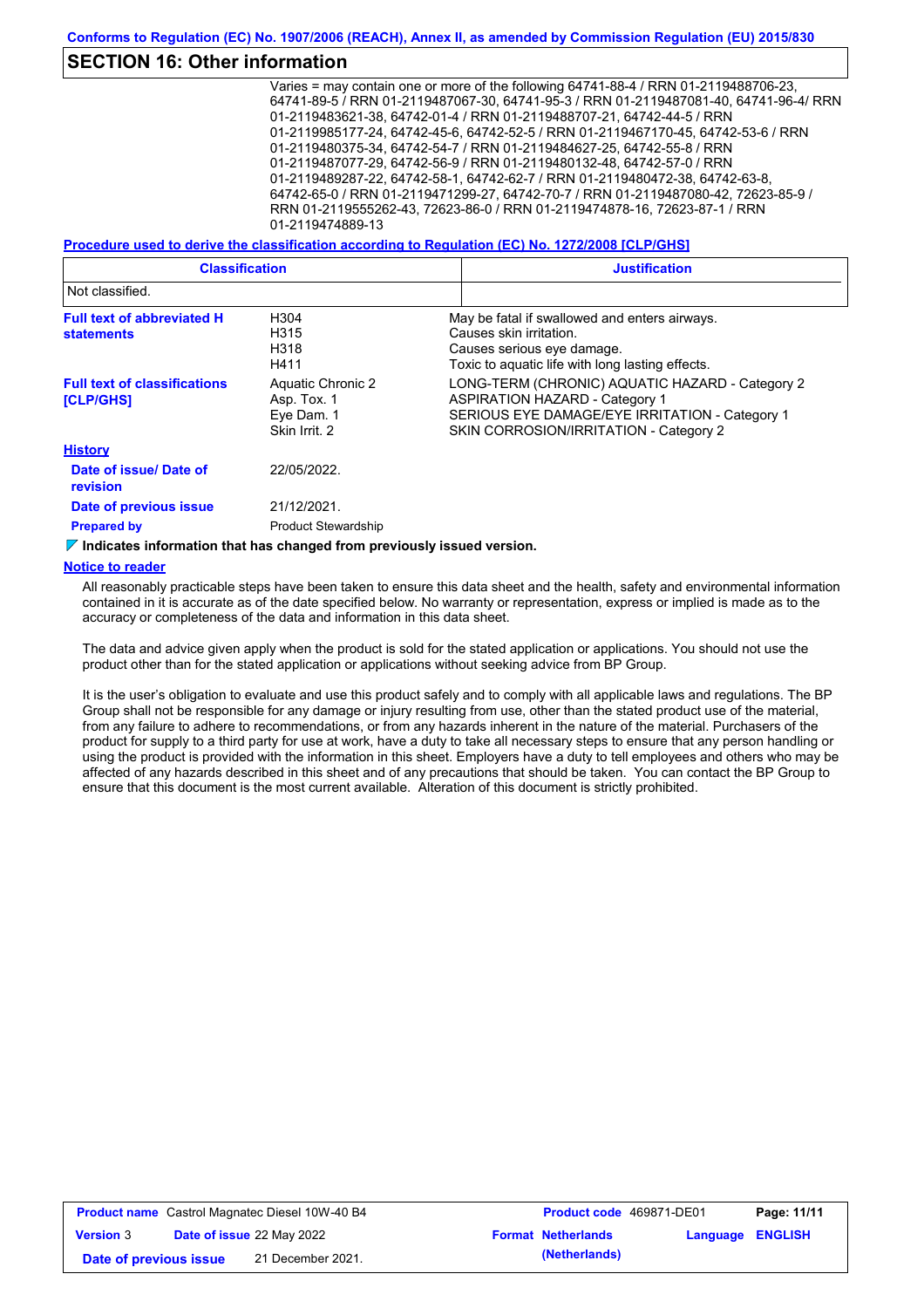## SECTION 16: Other information

Varies = may contain one or more of the following 64741-88-4 / RRN 01-2119488706-23, 64741-89-5 / RRN 01-2119487067-30, 64741-95-3 / RRN 01-2119487081-40, 64741-96-4/ RRN 01-2119483621-38, 64742-01-4 / RRN 01-2119488707-21, 64742-44-5 / RRN 01-2119985177-24, 64742-45-6, 64742-52-5 / RRN 01-2119467170-45, 64742-53-6 / RRN 01-2119480375-34, 64742-54-7 / RRN 01-2119484627-25, 64742-55-8 / RRN 01-2119487077-29, 64742-56-9 / RRN 01-2119480132-48, 64742-57-0 / RRN 01-2119489287-22, 64742-58-1, 64742-62-7 / RRN 01-2119480472-38, 64742-63-8, 64742-65-0 / RRN 01-2119471299-27, 64742-70-7 / RRN 01-2119487080-42, 72623-85-9 / RRN 01-2119555262-43, 72623-86-0 / RRN 01-2119474878-16, 72623-87-1 / RRN 01-2119474889-13

**Procedure used to derive the classification according to Regulation (EC) No. 1272/2008 [CLP/GHS]**

| Classification | Justification |
|---|---|
| Not classified. | |

**Full text of abbreviated H statements**

| | | |
|---|---|---|
| H304 | May be fatal if swallowed and enters airways. |
| H315 | Causes skin irritation. |
| H318 | Causes serious eye damage. |
| H411 | Toxic to aquatic life with long lasting effects. |

**Full text of classifications [CLP/GHS]**

| | |
|---|---|
| Aquatic Chronic 2 | LONG-TERM (CHRONIC) AQUATIC HAZARD - Category 2 |
| Asp. Tox. 1 | ASPIRATION HAZARD - Category 1 |
| Eye Dam. 1 | SERIOUS EYE DAMAGE/EYE IRRITATION - Category 1 |
| Skin Irrit. 2 | SKIN CORROSION/IRRITATION - Category 2 |

**History**

**Date of issue/ Date of revision** 22/05/2022.

**Date of previous issue** 21/12/2021.

**Prepared by** Product Stewardship

**▼ Indicates information that has changed from previously issued version.**

**Notice to reader**

All reasonably practicable steps have been taken to ensure this data sheet and the health, safety and environmental information contained in it is accurate as of the date specified below. No warranty or representation, express or implied is made as to the accuracy or completeness of the data and information in this data sheet.

The data and advice given apply when the product is sold for the stated application or applications. You should not use the product other than for the stated application or applications without seeking advice from BP Group.

It is the user's obligation to evaluate and use this product safely and to comply with all applicable laws and regulations. The BP Group shall not be responsible for any damage or injury resulting from use, other than the stated product use of the material, from any failure to adhere to recommendations, or from any hazards inherent in the nature of the material. Purchasers of the product for supply to a third party for use at work, have a duty to take all necessary steps to ensure that any person handling or using the product is provided with the information in this sheet. Employers have a duty to tell employees and others who may be affected of any hazards described in this sheet and of any precautions that should be taken. You can contact the BP Group to ensure that this document is the most current available. Alteration of this document is strictly prohibited.